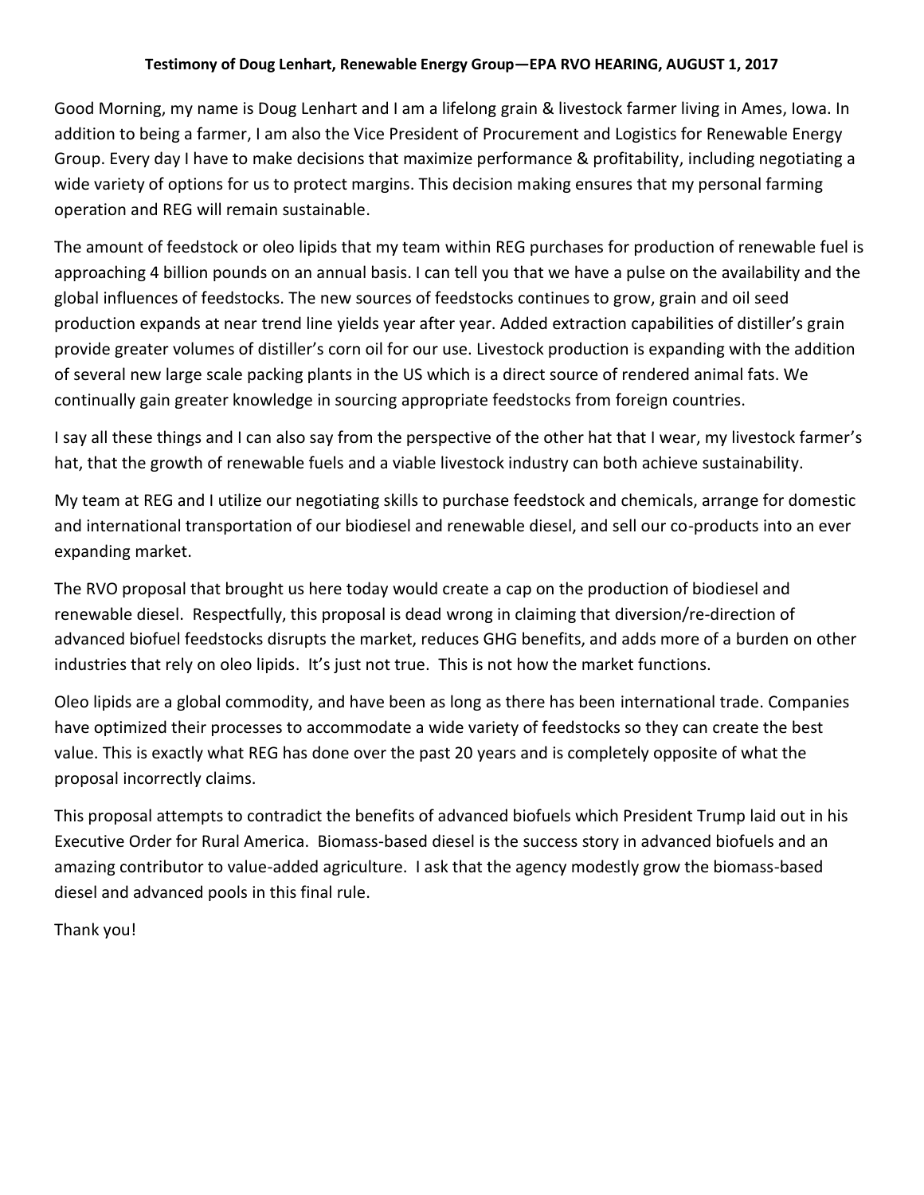**Testimony of Doug Lenhart, Renewable Energy Group—EPA RVO HEARING, AUGUST 1, 2017**

Good Morning, my name is Doug Lenhart and I am a lifelong grain & livestock farmer living in Ames, Iowa. In addition to being a farmer, I am also the Vice President of Procurement and Logistics for Renewable Energy Group. Every day I have to make decisions that maximize performance & profitability, including negotiating a wide variety of options for us to protect margins. This decision making ensures that my personal farming operation and REG will remain sustainable.

The amount of feedstock or oleo lipids that my team within REG purchases for production of renewable fuel is approaching 4 billion pounds on an annual basis. I can tell you that we have a pulse on the availability and the global influences of feedstocks. The new sources of feedstocks continues to grow, grain and oil seed production expands at near trend line yields year after year. Added extraction capabilities of distiller's grain provide greater volumes of distiller's corn oil for our use. Livestock production is expanding with the addition of several new large scale packing plants in the US which is a direct source of rendered animal fats. We continually gain greater knowledge in sourcing appropriate feedstocks from foreign countries.

I say all these things and I can also say from the perspective of the other hat that I wear, my livestock farmer's hat, that the growth of renewable fuels and a viable livestock industry can both achieve sustainability.

My team at REG and I utilize our negotiating skills to purchase feedstock and chemicals, arrange for domestic and international transportation of our biodiesel and renewable diesel, and sell our co-products into an ever expanding market.

The RVO proposal that brought us here today would create a cap on the production of biodiesel and renewable diesel. Respectfully, this proposal is dead wrong in claiming that diversion/re-direction of advanced biofuel feedstocks disrupts the market, reduces GHG benefits, and adds more of a burden on other industries that rely on oleo lipids. It's just not true. This is not how the market functions.

Oleo lipids are a global commodity, and have been as long as there has been international trade. Companies have optimized their processes to accommodate a wide variety of feedstocks so they can create the best value. This is exactly what REG has done over the past 20 years and is completely opposite of what the proposal incorrectly claims.

This proposal attempts to contradict the benefits of advanced biofuels which President Trump laid out in his Executive Order for Rural America. Biomass-based diesel is the success story in advanced biofuels and an amazing contributor to value-added agriculture. I ask that the agency modestly grow the biomass-based diesel and advanced pools in this final rule.

Thank you!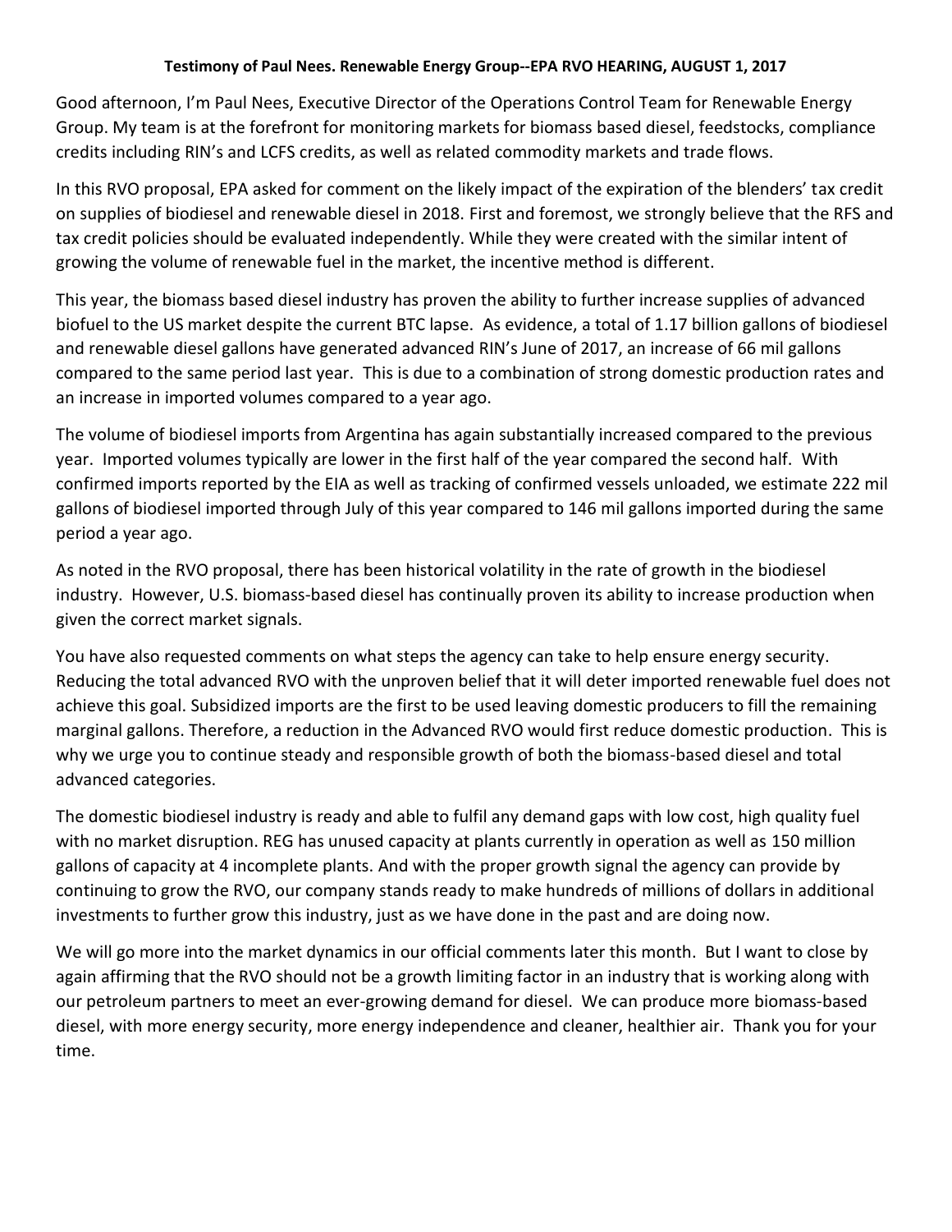**Testimony of Paul Nees. Renewable Energy Group--EPA RVO HEARING, AUGUST 1, 2017**

Good afternoon, I'm Paul Nees, Executive Director of the Operations Control Team for Renewable Energy Group. My team is at the forefront for monitoring markets for biomass based diesel, feedstocks, compliance credits including RIN's and LCFS credits, as well as related commodity markets and trade flows.

In this RVO proposal, EPA asked for comment on the likely impact of the expiration of the blenders' tax credit on supplies of biodiesel and renewable diesel in 2018. First and foremost, we strongly believe that the RFS and tax credit policies should be evaluated independently. While they were created with the similar intent of growing the volume of renewable fuel in the market, the incentive method is different.

This year, the biomass based diesel industry has proven the ability to further increase supplies of advanced biofuel to the US market despite the current BTC lapse. As evidence, a total of 1.17 billion gallons of biodiesel and renewable diesel gallons have generated advanced RIN's June of 2017, an increase of 66 mil gallons compared to the same period last year. This is due to a combination of strong domestic production rates and an increase in imported volumes compared to a year ago.

The volume of biodiesel imports from Argentina has again substantially increased compared to the previous year. Imported volumes typically are lower in the first half of the year compared the second half. With confirmed imports reported by the EIA as well as tracking of confirmed vessels unloaded, we estimate 222 mil gallons of biodiesel imported through July of this year compared to 146 mil gallons imported during the same period a year ago.

As noted in the RVO proposal, there has been historical volatility in the rate of growth in the biodiesel industry. However, U.S. biomass-based diesel has continually proven its ability to increase production when given the correct market signals.

You have also requested comments on what steps the agency can take to help ensure energy security. Reducing the total advanced RVO with the unproven belief that it will deter imported renewable fuel does not achieve this goal. Subsidized imports are the first to be used leaving domestic producers to fill the remaining marginal gallons. Therefore, a reduction in the Advanced RVO would first reduce domestic production. This is why we urge you to continue steady and responsible growth of both the biomass-based diesel and total advanced categories.

The domestic biodiesel industry is ready and able to fulfil any demand gaps with low cost, high quality fuel with no market disruption. REG has unused capacity at plants currently in operation as well as 150 million gallons of capacity at 4 incomplete plants. And with the proper growth signal the agency can provide by continuing to grow the RVO, our company stands ready to make hundreds of millions of dollars in additional investments to further grow this industry, just as we have done in the past and are doing now.

We will go more into the market dynamics in our official comments later this month. But I want to close by again affirming that the RVO should not be a growth limiting factor in an industry that is working along with our petroleum partners to meet an ever-growing demand for diesel. We can produce more biomass-based diesel, with more energy security, more energy independence and cleaner, healthier air. Thank you for your time.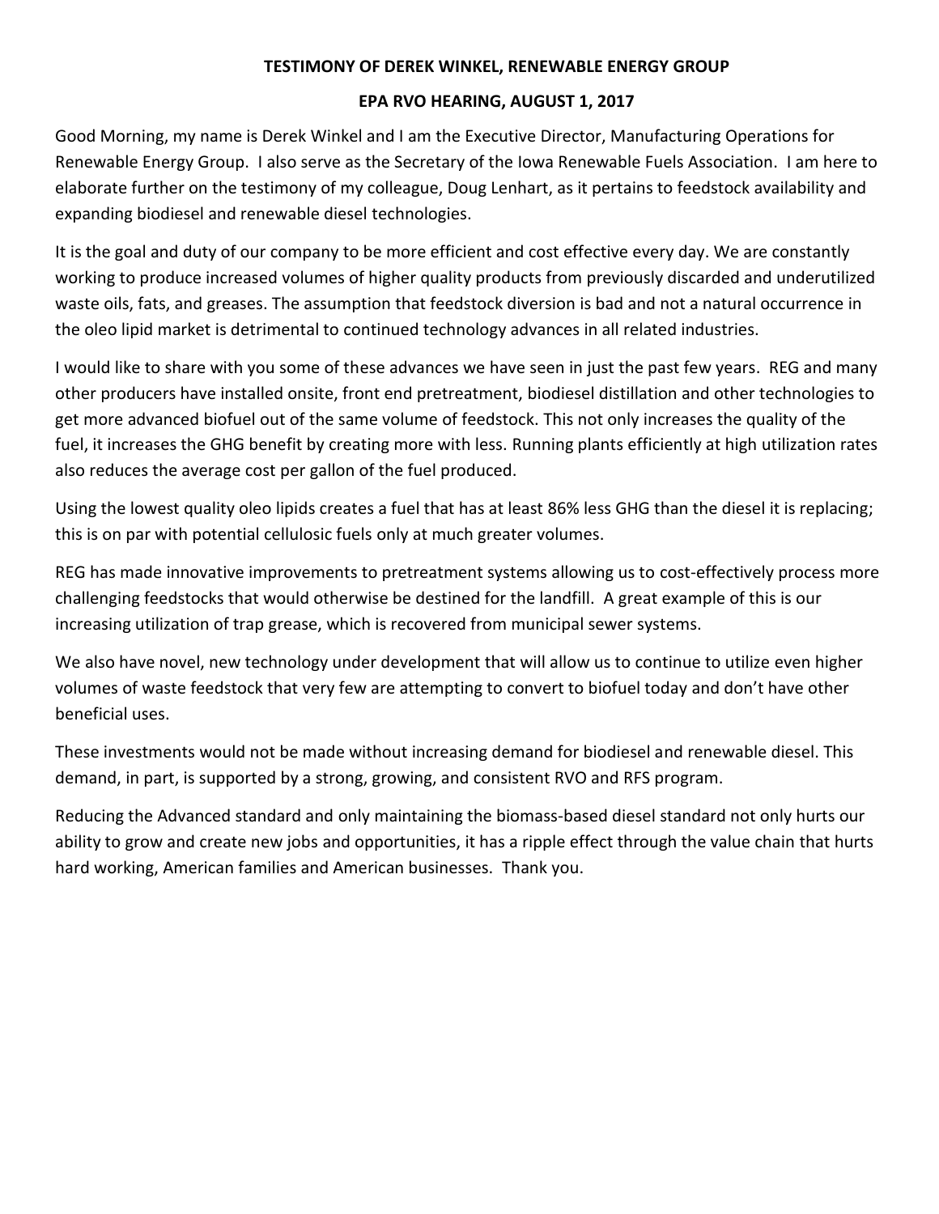**TESTIMONY OF DEREK WINKEL, RENEWABLE ENERGY GROUP**

**EPA RVO HEARING, AUGUST 1, 2017**

Good Morning, my name is Derek Winkel and I am the Executive Director, Manufacturing Operations for Renewable Energy Group. I also serve as the Secretary of the Iowa Renewable Fuels Association. I am here to elaborate further on the testimony of my colleague, Doug Lenhart, as it pertains to feedstock availability and expanding biodiesel and renewable diesel technologies.

It is the goal and duty of our company to be more efficient and cost effective every day. We are constantly working to produce increased volumes of higher quality products from previously discarded and underutilized waste oils, fats, and greases. The assumption that feedstock diversion is bad and not a natural occurrence in the oleo lipid market is detrimental to continued technology advances in all related industries.

I would like to share with you some of these advances we have seen in just the past few years. REG and many other producers have installed onsite, front end pretreatment, biodiesel distillation and other technologies to get more advanced biofuel out of the same volume of feedstock. This not only increases the quality of the fuel, it increases the GHG benefit by creating more with less. Running plants efficiently at high utilization rates also reduces the average cost per gallon of the fuel produced.

Using the lowest quality oleo lipids creates a fuel that has at least 86% less GHG than the diesel it is replacing; this is on par with potential cellulosic fuels only at much greater volumes.

REG has made innovative improvements to pretreatment systems allowing us to cost-effectively process more challenging feedstocks that would otherwise be destined for the landfill. A great example of this is our increasing utilization of trap grease, which is recovered from municipal sewer systems.

We also have novel, new technology under development that will allow us to continue to utilize even higher volumes of waste feedstock that very few are attempting to convert to biofuel today and don't have other beneficial uses.

These investments would not be made without increasing demand for biodiesel and renewable diesel. This demand, in part, is supported by a strong, growing, and consistent RVO and RFS program.

Reducing the Advanced standard and only maintaining the biomass-based diesel standard not only hurts our ability to grow and create new jobs and opportunities, it has a ripple effect through the value chain that hurts hard working, American families and American businesses. Thank you.